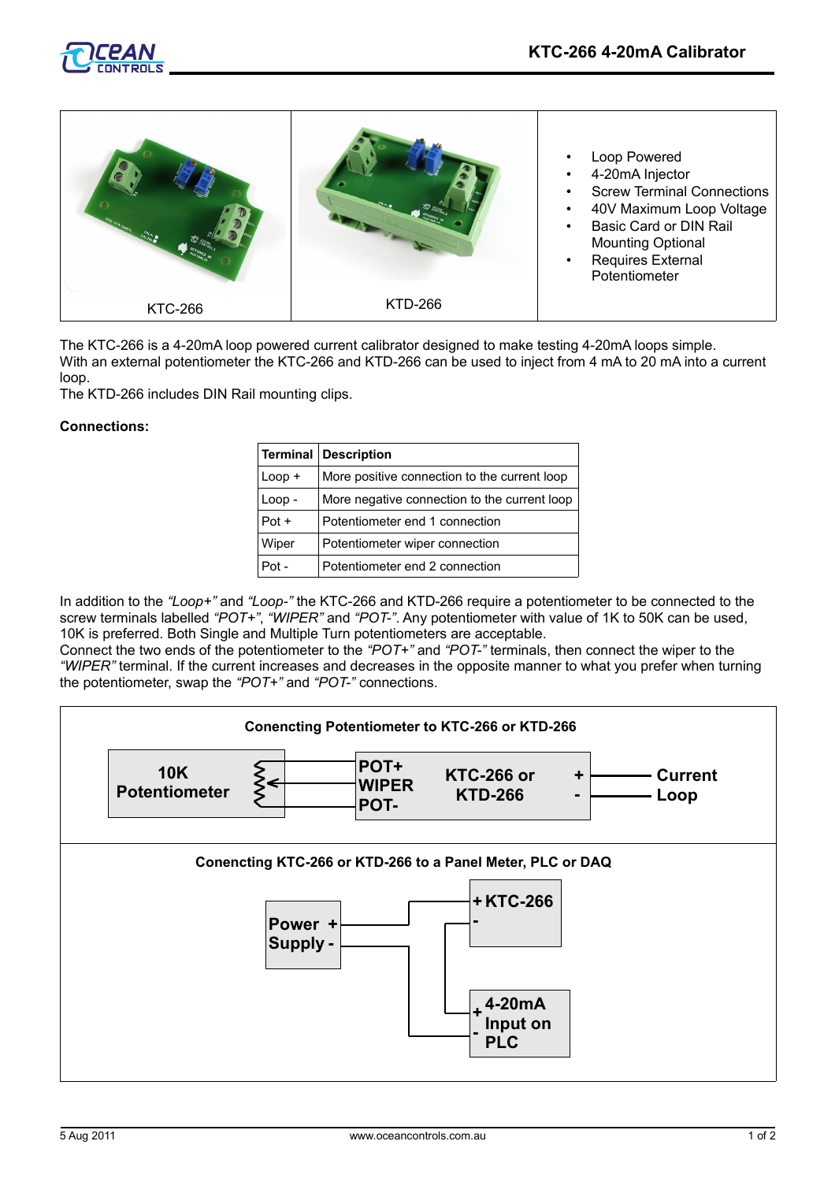# KTC-266 4-20mA Calibrator

KTC-266

KTD-266

- Loop Powered
- 4-20mA Injector
- Screw Terminal Connections
- 40V Maximum Loop Voltage
- Basic Card or DIN Rail Mounting Optional
- Requires External Potentiometer

The KTC-266 is a 4-20mA loop powered current calibrator designed to make testing 4-20mA loops simple.
With an external potentiometer the KTC-266 and KTD-266 can be used to inject from 4 mA to 20 mA into a current loop.
The KTD-266 includes DIN Rail mounting clips.

**Connections:**

| Terminal | Description |
|---|---|
| Loop + | More positive connection to the current loop |
| Loop - | More negative connection to the current loop |
| Pot + | Potentiometer end 1 connection |
| Wiper | Potentiometer wiper connection |
| Pot - | Potentiometer end 2 connection |

In addition to the *"Loop+"* and *"Loop-"* the KTC-266 and KTD-266 require a potentiometer to be connected to the screw terminals labelled *"POT+"*, *"WIPER"* and *"POT-"*. Any potentiometer with value of 1K to 50K can be used, 10K is preferred. Both Single and Multiple Turn potentiometers are acceptable.
Connect the two ends of the potentiometer to the *"POT+"* and *"POT-"* terminals, then connect the wiper to the *"WIPER"* terminal. If the current increases and decreases in the opposite manner to what you prefer when turning the potentiometer, swap the *"POT+"* and *"POT-"* connections.

**Conencting Potentiometer to KTC-266 or KTD-266**

10K Potentiometer — POT+ / WIPER / POT- — KTC-266 or KTD-266 — + / - — Current Loop

**Conencting KTC-266 or KTD-266 to a Panel Meter, PLC or DAQ**

Power Supply + / - — + KTC-266 - — + 4-20mA Input on PLC -

5 Aug 2011 www.oceancontrols.com.au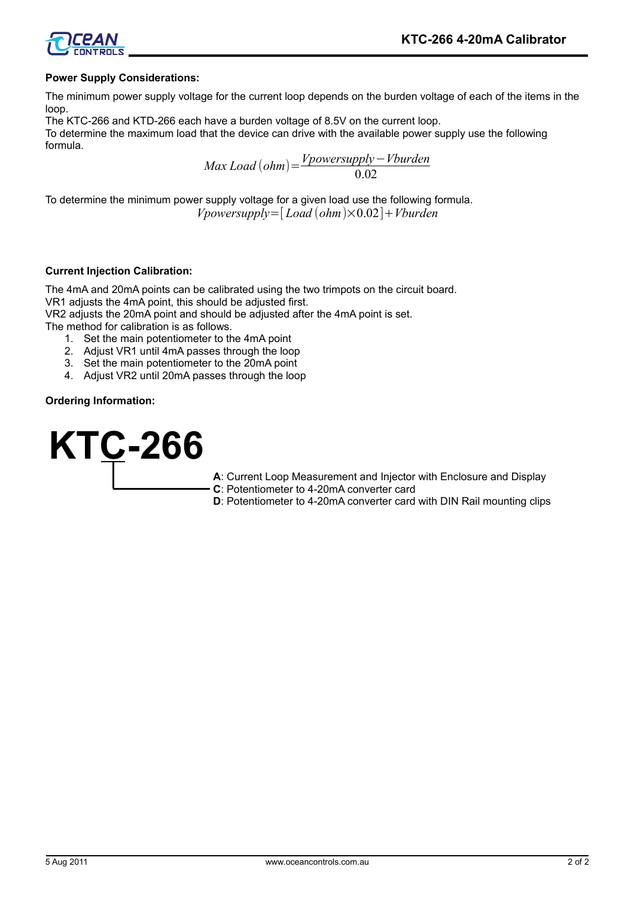**Power Supply Considerations:**

The minimum power supply voltage for the current loop depends on the burden voltage of each of the items in the loop.
The KTC-266 and KTD-266 each have a burden voltage of 8.5V on the current loop.
To determine the maximum load that the device can drive with the available power supply use the following formula.

$$Max\ Load\,(ohm) = \frac{Vpowersupply - Vburden}{0.02}$$

To determine the minimum power supply voltage for a given load use the following formula.

$$Vpowersupply = [Load\,(ohm) \times 0.02] + Vburden$$

**Current Injection Calibration:**

The 4mA and 20mA points can be calibrated using the two trimpots on the circuit board.
VR1 adjusts the 4mA point, this should be adjusted first.
VR2 adjusts the 20mA point and should be adjusted after the 4mA point is set.
The method for calibration is as follows.

1. Set the main potentiometer to the 4mA point
2. Adjust VR1 until 4mA passes through the loop
3. Set the main potentiometer to the 20mA point
4. Adjust VR2 until 20mA passes through the loop

**Ordering Information:**

# KTC-266

**A**: Current Loop Measurement and Injector with Enclosure and Display
**C**: Potentiometer to 4-20mA converter card
**D**: Potentiometer to 4-20mA converter card with DIN Rail mounting clips